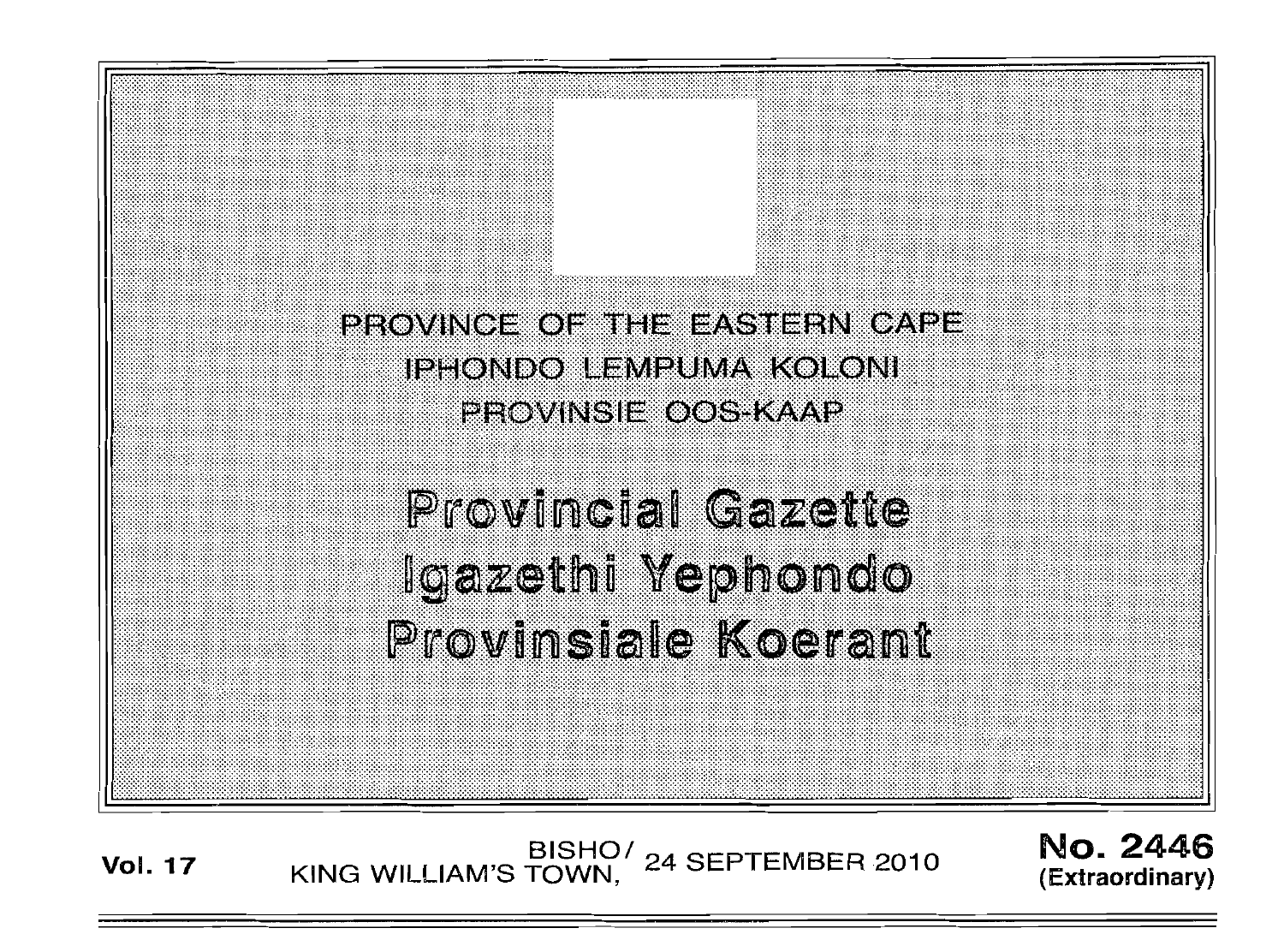PROVINCE OF THE EASTERN CAPE
IPHONDO LEMPUMA KOLONI
PROVINSIE OOS-KAAP

# Provincial Gazette
# Igazethi Yephondo
# Provinsiale Koerant

**Vol. 17** BISHO/ KING WILLIAM'S TOWN, 24 SEPTEMBER 2010 **No. 2446 (Extraordinary)**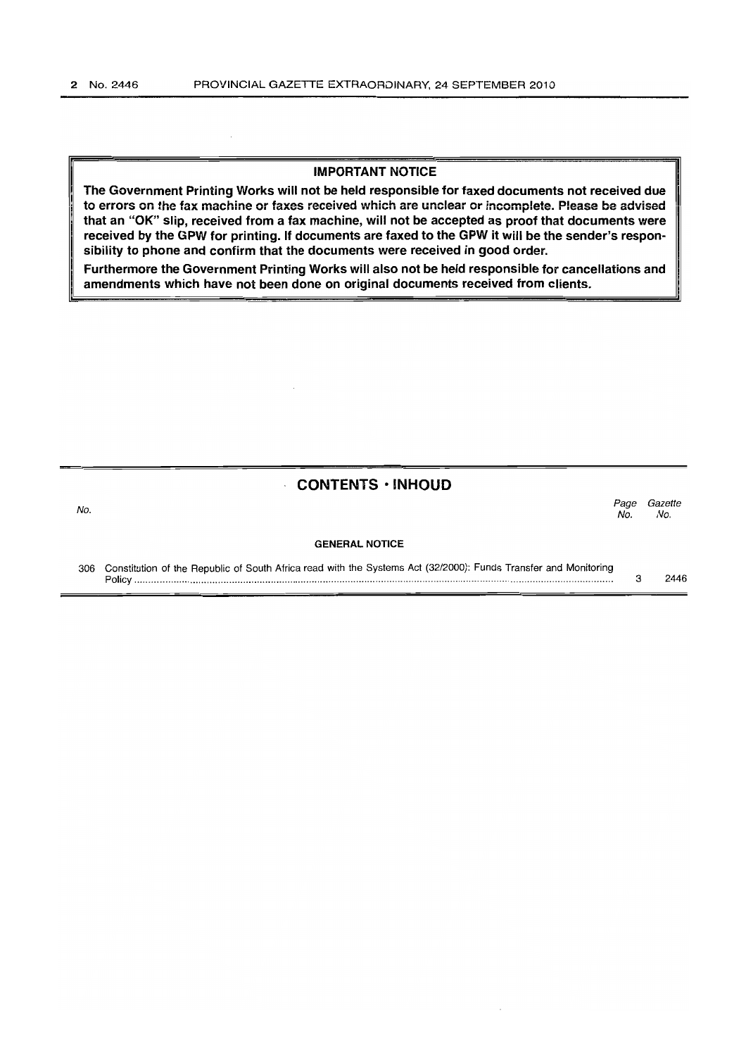**IMPORTANT NOTICE**

**The Government Printing Works will not be held responsible for faxed documents not received due to errors on the fax machine or faxes received which are unclear or incomplete. Please be advised that an "OK" slip, received from a fax machine, will not be accepted as proof that documents were received by the GPW for printing. If documents are faxed to the GPW it will be the sender's responsibility to phone and confirm that the documents were received in good order.**

**Furthermore the Government Printing Works will also not be held responsible for cancellations and amendments which have not been done on original documents received from clients.**

## CONTENTS • INHOUD

| No. | | Page No. | Gazette No. |
|---|---|---|---|
| | **GENERAL NOTICE** | | |
| 306 | Constitution of the Republic of South Africa read with the Systems Act (32/2000): Funds Transfer and Monitoring Policy | 3 | 2446 |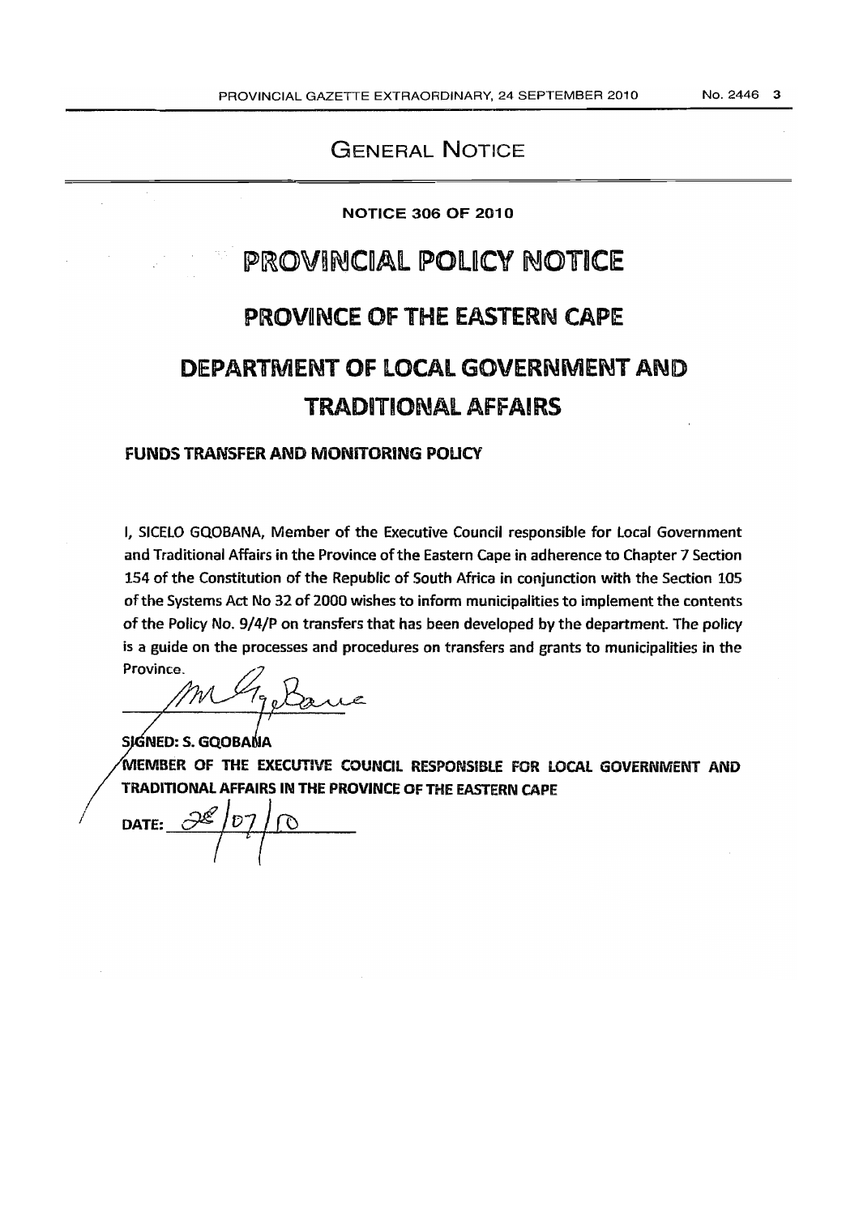## GENERAL NOTICE

**NOTICE 306 OF 2010**

# PROVINCIAL POLICY NOTICE

# PROVINCE OF THE EASTERN CAPE

# DEPARTMENT OF LOCAL GOVERNMENT AND TRADITIONAL AFFAIRS

**FUNDS TRANSFER AND MONITORING POLICY**

I, SICELO GQOBANA, Member of the Executive Council responsible for Local Government and Traditional Affairs in the Province of the Eastern Cape in adherence to Chapter 7 Section 154 of the Constitution of the Republic of South Africa in conjunction with the Section 105 of the Systems Act No 32 of 2000 wishes to inform municipalities to implement the contents of the Policy No. 9/4/P on transfers that has been developed by the department. The policy is a guide on the processes and procedures on transfers and grants to municipalities in the Province.

**SIGNED: S. GQOBANA**

**MEMBER OF THE EXECUTIVE COUNCIL RESPONSIBLE FOR LOCAL GOVERNMENT AND TRADITIONAL AFFAIRS IN THE PROVINCE OF THE EASTERN CAPE**

**DATE:** 28/07/10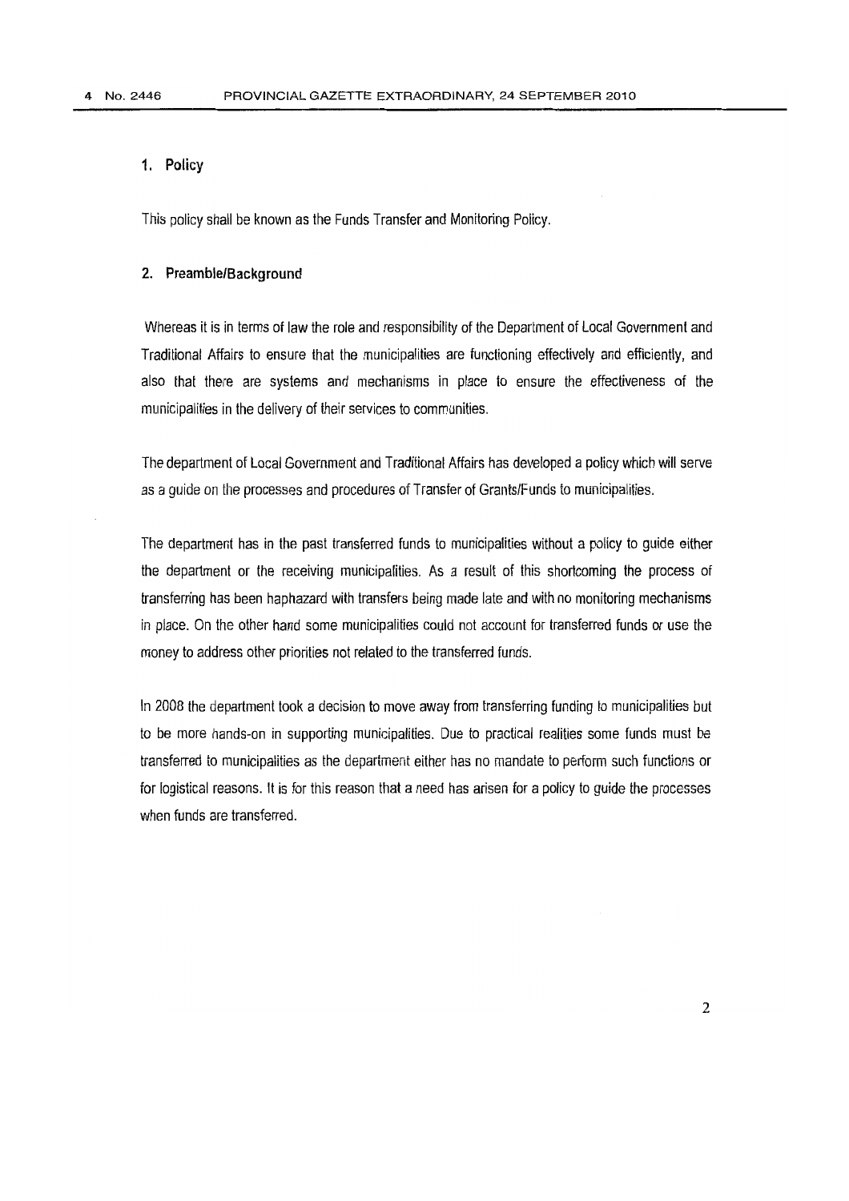## 1. Policy

This policy shall be known as the Funds Transfer and Monitoring Policy.

## 2. Preamble/Background

Whereas it is in terms of law the role and responsibility of the Department of Local Government and Traditional Affairs to ensure that the municipalities are functioning effectively and efficiently, and also that there are systems and mechanisms in place to ensure the effectiveness of the municipalities in the delivery of their services to communities.

The department of Local Government and Traditional Affairs has developed a policy which will serve as a guide on the processes and procedures of Transfer of Grants/Funds to municipalities.

The department has in the past transferred funds to municipalities without a policy to guide either the department or the receiving municipalities. As a result of this shortcoming the process of transferring has been haphazard with transfers being made late and with no monitoring mechanisms in place. On the other hand some municipalities could not account for transferred funds or use the money to address other priorities not related to the transferred funds.

In 2008 the department took a decision to move away from transferring funding to municipalities but to be more hands-on in supporting municipalities. Due to practical realities some funds must be transferred to municipalities as the department either has no mandate to perform such functions or for logistical reasons. It is for this reason that a need has arisen for a policy to guide the processes when funds are transferred.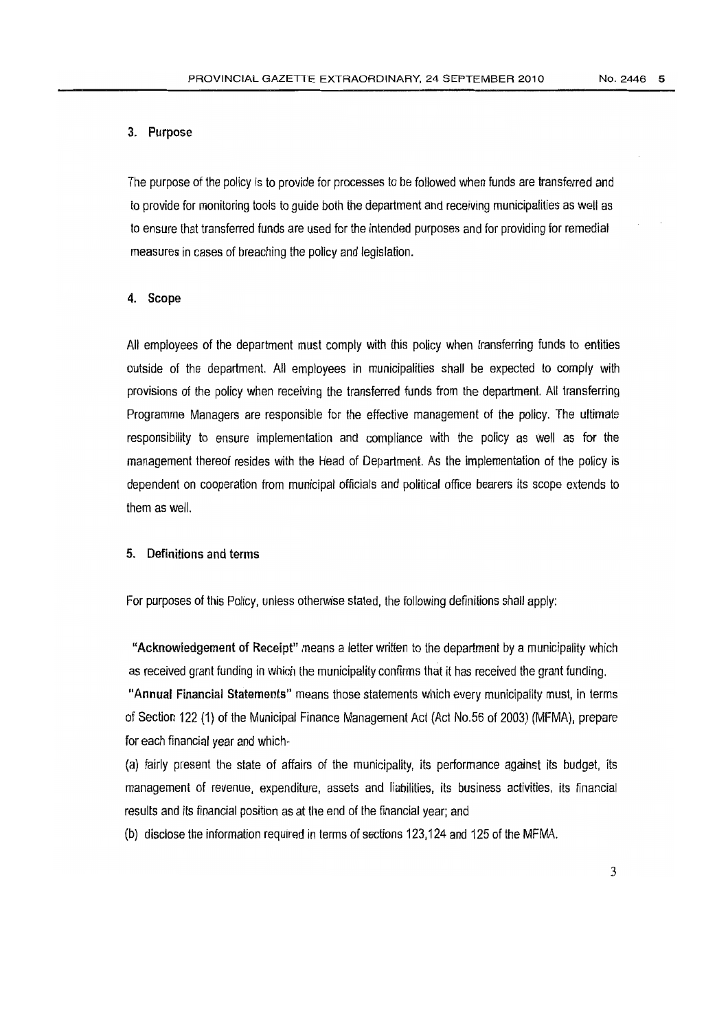## 3. Purpose

The purpose of the policy is to provide for processes to be followed when funds are transferred and to provide for monitoring tools to guide both the department and receiving municipalities as well as to ensure that transferred funds are used for the intended purposes and for providing for remedial measures in cases of breaching the policy and legislation.

## 4. Scope

All employees of the department must comply with this policy when transferring funds to entities outside of the department. All employees in municipalities shall be expected to comply with provisions of the policy when receiving the transferred funds from the department. All transferring Programme Managers are responsible for the effective management of the policy. The ultimate responsibility to ensure implementation and compliance with the policy as well as for the management thereof resides with the Head of Department. As the implementation of the policy is dependent on cooperation from municipal officials and political office bearers its scope extends to them as well.

## 5. Definitions and terms

For purposes of this Policy, unless otherwise stated, the following definitions shall apply:

**"Acknowledgement of Receipt"** means a letter written to the department by a municipality which as received grant funding in which the municipality confirms that it has received the grant funding.

**"Annual Financial Statements"** means those statements which every municipality must, in terms of Section 122 (1) of the Municipal Finance Management Act (Act No.56 of 2003) (MFMA), prepare for each financial year and which-

(a) fairly present the state of affairs of the municipality, its performance against its budget, its management of revenue, expenditure, assets and liabilities, its business activities, its financial results and its financial position as at the end of the financial year; and

(b) disclose the information required in terms of sections 123,124 and 125 of the MFMA.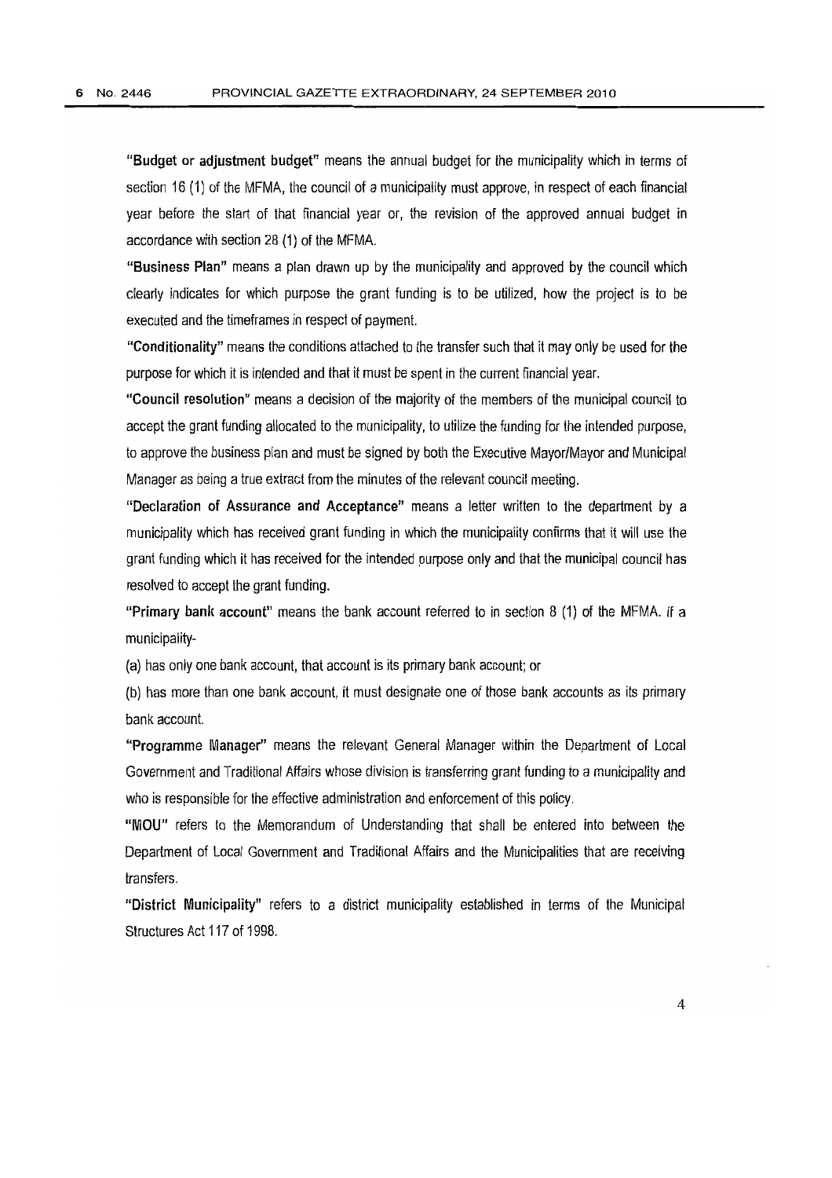**"Budget or adjustment budget"** means the annual budget for the municipality which in terms of section 16 (1) of the MFMA, the council of a municipality must approve, in respect of each financial year before the start of that financial year or, the revision of the approved annual budget in accordance with section 28 (1) of the MFMA.

**"Business Plan"** means a plan drawn up by the municipality and approved by the council which clearly indicates for which purpose the grant funding is to be utilized, how the project is to be executed and the timeframes in respect of payment.

**"Conditionality"** means the conditions attached to the transfer such that it may only be used for the purpose for which it is intended and that it must be spent in the current financial year.

**"Council resolution"** means a decision of the majority of the members of the municipal council to accept the grant funding allocated to the municipality, to utilize the funding for the intended purpose, to approve the business plan and must be signed by both the Executive Mayor/Mayor and Municipal Manager as being a true extract from the minutes of the relevant council meeting.

**"Declaration of Assurance and Acceptance"** means a letter written to the department by a municipality which has received grant funding in which the municipality confirms that it will use the grant funding which it has received for the intended purpose only and that the municipal council has resolved to accept the grant funding.

**"Primary bank account"** means the bank account referred to in section 8 (1) of the MFMA. If a municipality-

(a) has only one bank account, that account is its primary bank account; or

(b) has more than one bank account, it must designate one of those bank accounts as its primary bank account.

**"Programme Manager"** means the relevant General Manager within the Department of Local Government and Traditional Affairs whose division is transferring grant funding to a municipality and who is responsible for the effective administration and enforcement of this policy.

**"MOU"** refers to the Memorandum of Understanding that shall be entered into between the Department of Local Government and Traditional Affairs and the Municipalities that are receiving transfers.

**"District Municipality"** refers to a district municipality established in terms of the Municipal Structures Act 117 of 1998.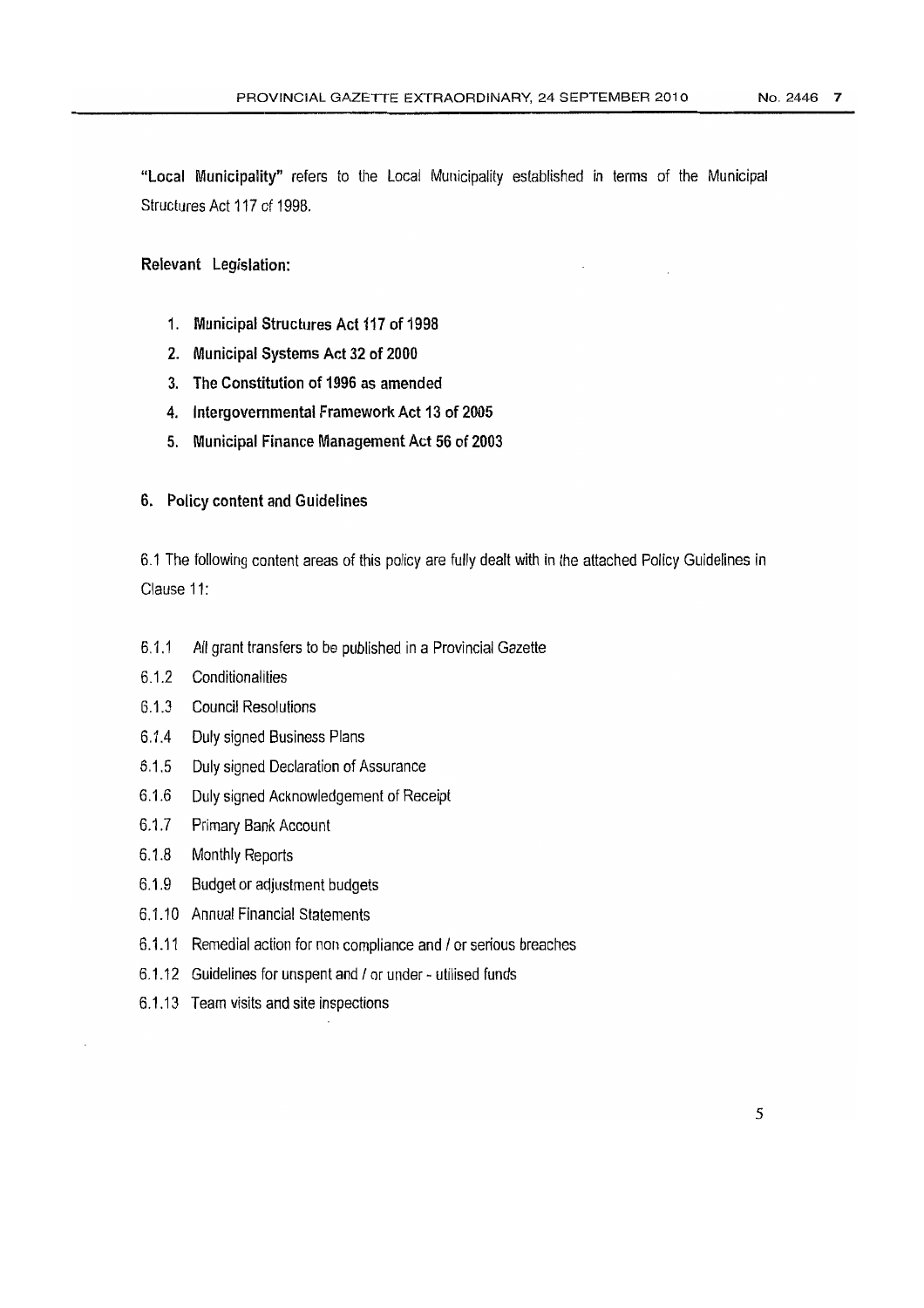**"Local Municipality"** refers to the Local Municipality established in terms of the Municipal Structures Act 117 of 1998.

**Relevant Legislation:**

1. **Municipal Structures Act 117 of 1998**
2. **Municipal Systems Act 32 of 2000**
3. **The Constitution of 1996 as amended**
4. **Intergovernmental Framework Act 13 of 2005**
5. **Municipal Finance Management Act 56 of 2003**

**6. Policy content and Guidelines**

6.1 The following content areas of this policy are fully dealt with in the attached Policy Guidelines in Clause 11:

- 6.1.1 All grant transfers to be published in a Provincial Gazette
- 6.1.2 Conditionalities
- 6.1.3 Council Resolutions
- 6.1.4 Duly signed Business Plans
- 6.1.5 Duly signed Declaration of Assurance
- 6.1.6 Duly signed Acknowledgement of Receipt
- 6.1.7 Primary Bank Account
- 6.1.8 Monthly Reports
- 6.1.9 Budget or adjustment budgets
- 6.1.10 Annual Financial Statements
- 6.1.11 Remedial action for non compliance and / or serious breaches
- 6.1.12 Guidelines for unspent and / or under - utilised funds
- 6.1.13 Team visits and site inspections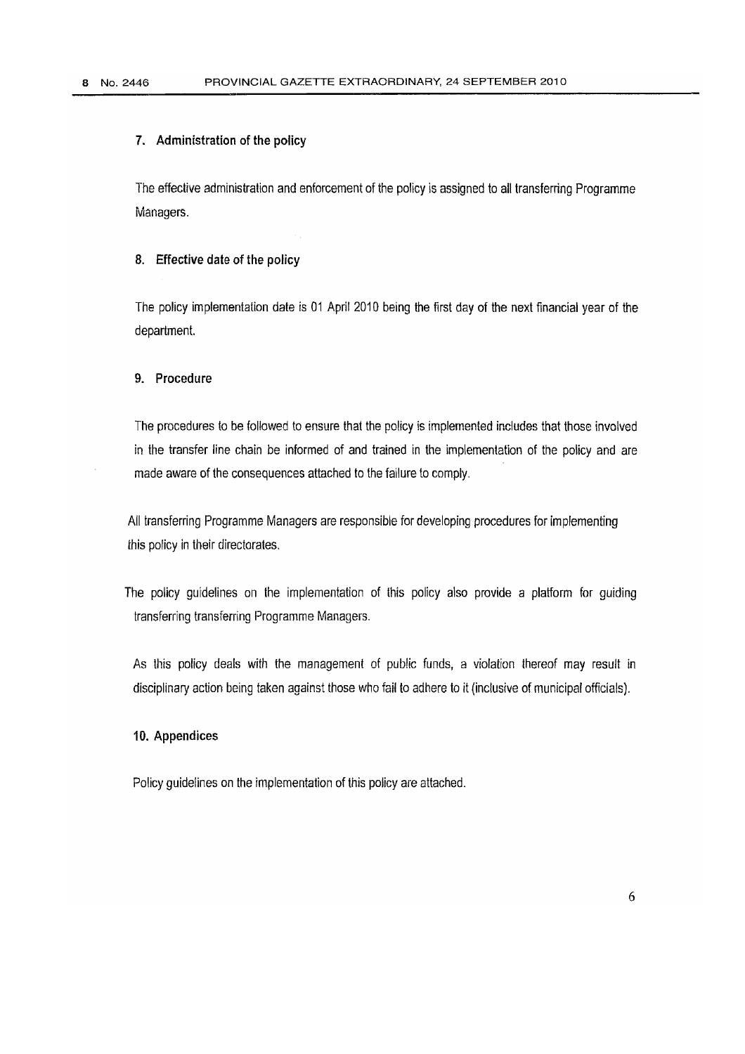## 7. Administration of the policy

The effective administration and enforcement of the policy is assigned to all transferring Programme Managers.

## 8. Effective date of the policy

The policy implementation date is 01 April 2010 being the first day of the next financial year of the department.

## 9. Procedure

The procedures to be followed to ensure that the policy is implemented includes that those involved in the transfer line chain be informed of and trained in the implementation of the policy and are made aware of the consequences attached to the failure to comply.

All transferring Programme Managers are responsible for developing procedures for implementing this policy in their directorates.

The policy guidelines on the implementation of this policy also provide a platform for guiding transferring transferring Programme Managers.

As this policy deals with the management of public funds, a violation thereof may result in disciplinary action being taken against those who fail to adhere to it (inclusive of municipal officials).

## 10. Appendices

Policy guidelines on the implementation of this policy are attached.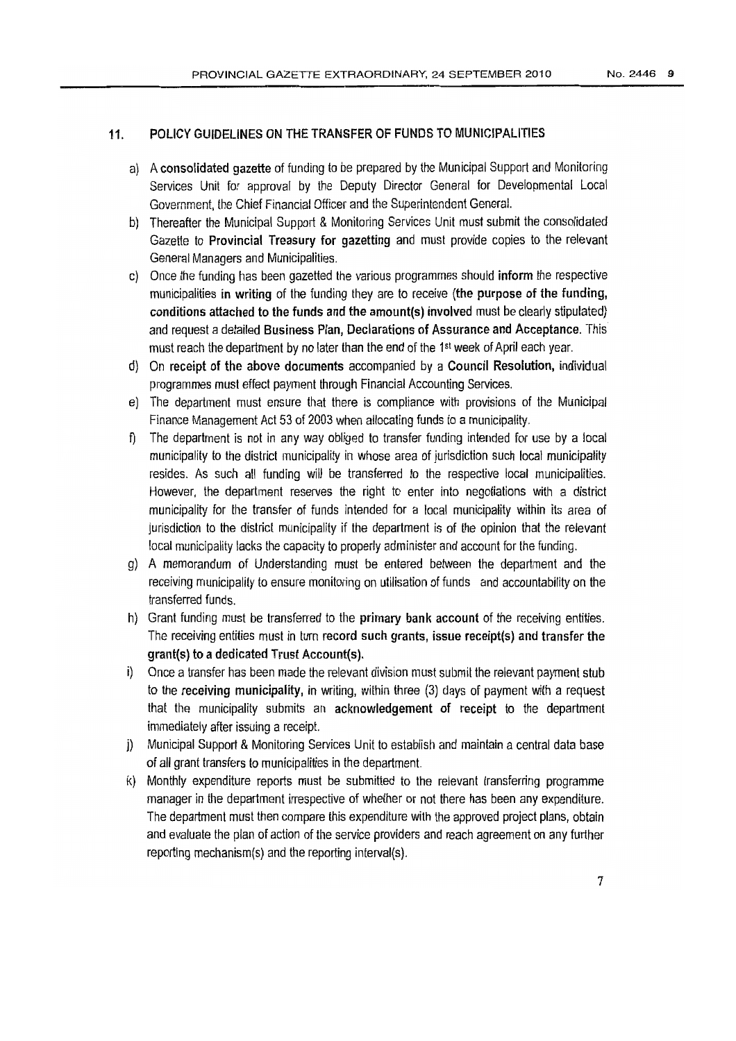## 11. POLICY GUIDELINES ON THE TRANSFER OF FUNDS TO MUNICIPALITIES

a) A **consolidated gazette** of funding to be prepared by the Municipal Support and Monitoring Services Unit for approval by the Deputy Director General for Developmental Local Government, the Chief Financial Officer and the Superintendent General.

b) Thereafter the Municipal Support & Monitoring Services Unit must submit the consolidated Gazette to **Provincial Treasury for gazetting** and must provide copies to the relevant General Managers and Municipalities.

c) Once the funding has been gazetted the various programmes should **inform** the respective municipalities **in writing** of the funding they are to receive (**the purpose of the funding, conditions attached to the funds and the amount(s) involved** must be clearly stipulated) and request a detailed **Business Plan, Declarations of Assurance and Acceptance.** This must reach the department by no later than the end of the 1st week of April each year.

d) On **receipt of the above documents** accompanied by a **Council Resolution,** individual programmes must effect payment through Financial Accounting Services.

e) The department must ensure that there is compliance with provisions of the Municipal Finance Management Act 53 of 2003 when allocating funds to a municipality.

f) The department is not in any way obliged to transfer funding intended for use by a local municipality to the district municipality in whose area of jurisdiction such local municipality resides. As such all funding will be transferred to the respective local municipalities. However, the department reserves the right to enter into negotiations with a district municipality for the transfer of funds intended for a local municipality within its area of jurisdiction to the district municipality if the department is of the opinion that the relevant local municipality lacks the capacity to properly administer and account for the funding.

g) A memorandum of Understanding must be entered between the department and the receiving municipality to ensure monitoring on utilisation of funds and accountability on the transferred funds.

h) Grant funding must be transferred to the **primary bank account** of the receiving entities. The receiving entities must in turn **record such grants, issue receipt(s) and transfer the grant(s) to a dedicated Trust Account(s).**

i) Once a transfer has been made the relevant division must submit the relevant payment stub to the **receiving municipality,** in writing, within three (3) days of payment with a request that the municipality submits an **acknowledgement of receipt** to the department immediately after issuing a receipt.

j) Municipal Support & Monitoring Services Unit to establish and maintain a central data base of all grant transfers to municipalities in the department.

k) Monthly expenditure reports must be submitted to the relevant transferring programme manager in the department irrespective of whether or not there has been any expenditure. The department must then compare this expenditure with the approved project plans, obtain and evaluate the plan of action of the service providers and reach agreement on any further reporting mechanism(s) and the reporting interval(s).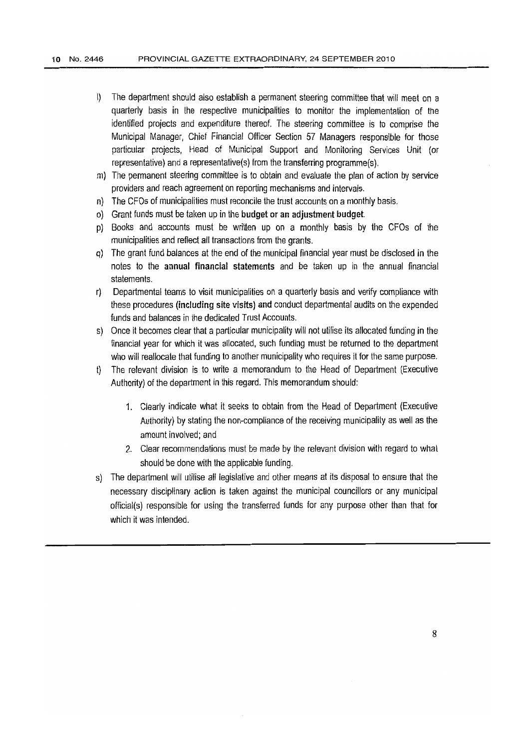l) The department should also establish a permanent steering committee that will meet on a quarterly basis in the respective municipalities to monitor the implementation of the identified projects and expenditure thereof. The steering committee is to comprise the Municipal Manager, Chief Financial Officer Section 57 Managers responsible for those particular projects, Head of Municipal Support and Monitoring Services Unit (or representative) and a representative(s) from the transferring programme(s).

m) The permanent steering committee is to obtain and evaluate the plan of action by service providers and reach agreement on reporting mechanisms and intervals.

n) The CFOs of municipalities must reconcile the trust accounts on a monthly basis.

o) Grant funds must be taken up in the **budget or an adjustment budget**.

p) Books and accounts must be written up on a monthly basis by the CFOs of the municipalities and reflect all transactions from the grants.

q) The grant fund balances at the end of the municipal financial year must be disclosed in the notes to the **annual financial statements** and be taken up in the annual financial statements.

r) Departmental teams to visit municipalities on a quarterly basis and verify compliance with these procedures **(including site visits) and** conduct departmental audits on the expended funds and balances in the dedicated Trust Accounts.

s) Once it becomes clear that a particular municipality will not utilise its allocated funding in the financial year for which it was allocated, such funding must be returned to the department who will reallocate that funding to another municipality who requires it for the same purpose.

t) The relevant division is to write a memorandum to the Head of Department (Executive Authority) of the department in this regard. This memorandum should:

   1. Clearly indicate what it seeks to obtain from the Head of Department (Executive Authority) by stating the non-compliance of the receiving municipality as well as the amount involved; and
   2. Clear recommendations must be made by the relevant division with regard to what should be done with the applicable funding.

s) The department will utilise all legislative and other means at its disposal to ensure that the necessary disciplinary action is taken against the municipal councillors or any municipal official(s) responsible for using the transferred funds for any purpose other than that for which it was intended.